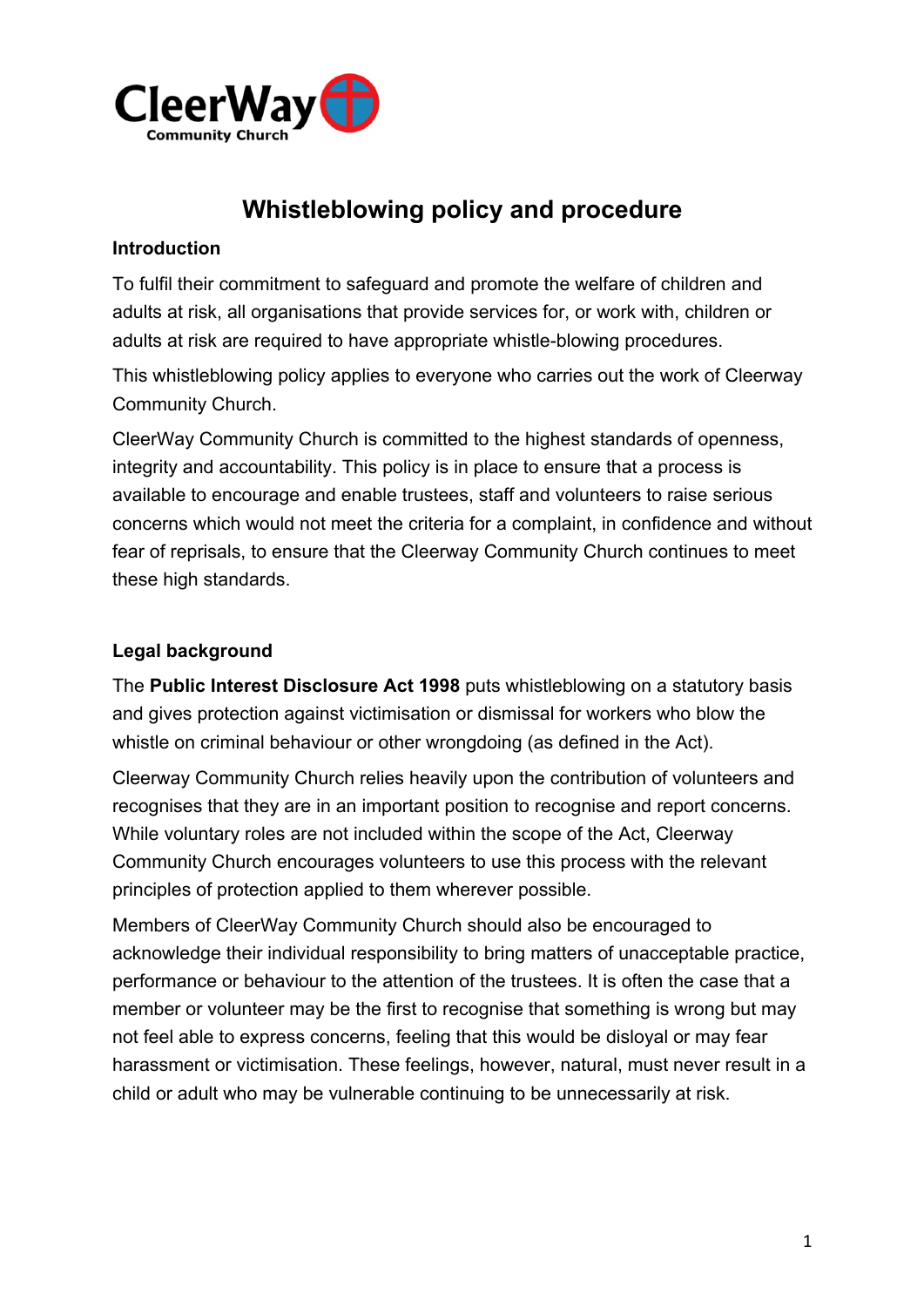# Whistleblowing policy and procedure

## Introduction

To fulfil their commitment to safeguard and promote the welfare of children and adults at risk, all organisations that provide services for, or work with, children or adults at risk are required to have appropriate whistle-blowing procedures.

This whistleblowing policy applies to everyone who carries out the work of Cleerway Community Church.

CleerWay Community Church is committed to the highest standards of openness, integrity and accountability. This policy is in place to ensure that a process is available to encourage and enable trustees, staff and volunteers to raise serious concerns which would not meet the criteria for a complaint, in confidence and without fear of reprisals, to ensure that the Cleerway Community Church continues to meet these high standards.

## Legal background

The **Public Interest Disclosure Act 1998** puts whistleblowing on a statutory basis and gives protection against victimisation or dismissal for workers who blow the whistle on criminal behaviour or other wrongdoing (as defined in the Act).

Cleerway Community Church relies heavily upon the contribution of volunteers and recognises that they are in an important position to recognise and report concerns. While voluntary roles are not included within the scope of the Act, Cleerway Community Church encourages volunteers to use this process with the relevant principles of protection applied to them wherever possible.

Members of CleerWay Community Church should also be encouraged to acknowledge their individual responsibility to bring matters of unacceptable practice, performance or behaviour to the attention of the trustees. It is often the case that a member or volunteer may be the first to recognise that something is wrong but may not feel able to express concerns, feeling that this would be disloyal or may fear harassment or victimisation. These feelings, however, natural, must never result in a child or adult who may be vulnerable continuing to be unnecessarily at risk.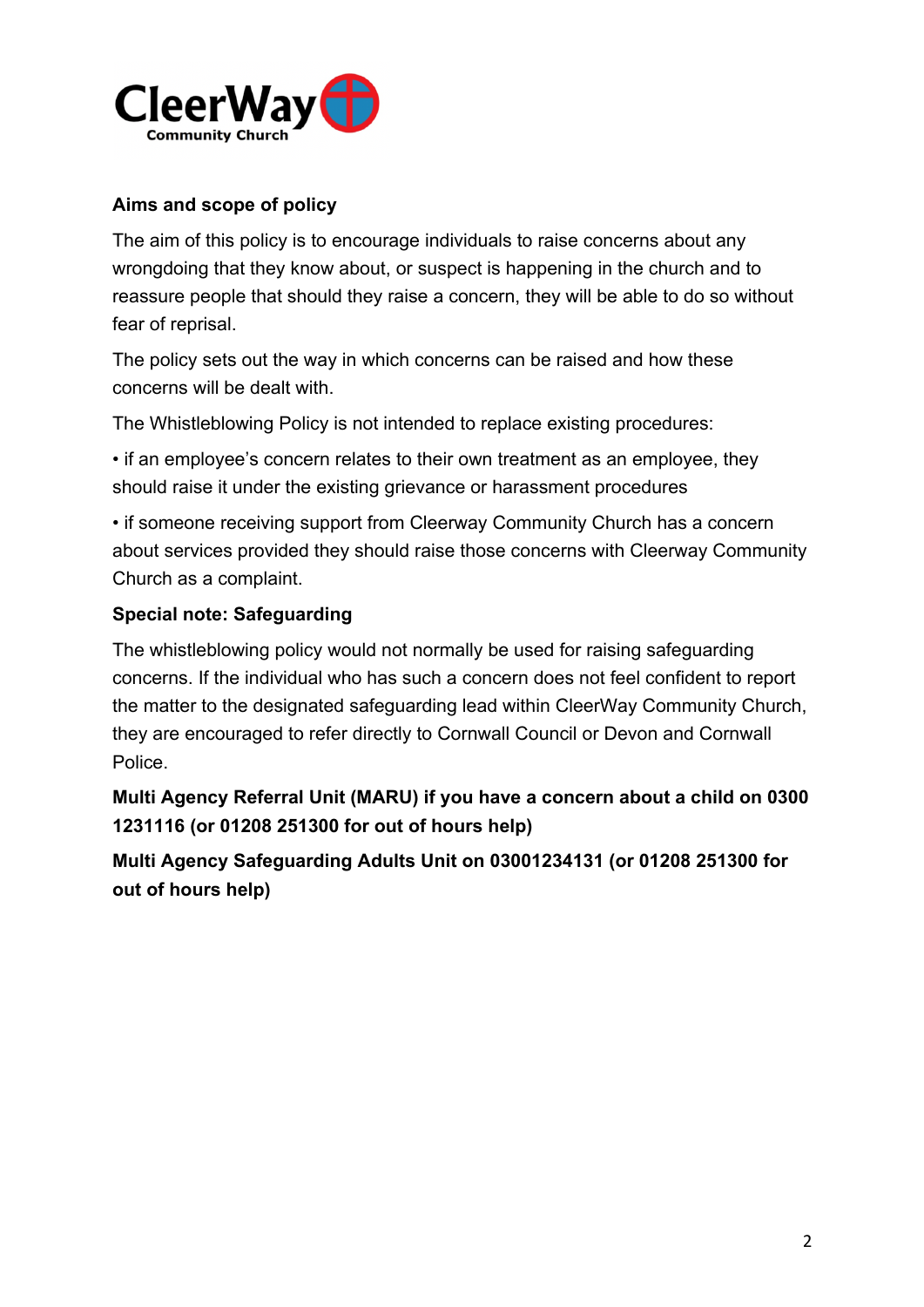**Aims and scope of policy**

The aim of this policy is to encourage individuals to raise concerns about any wrongdoing that they know about, or suspect is happening in the church and to reassure people that should they raise a concern, they will be able to do so without fear of reprisal.

The policy sets out the way in which concerns can be raised and how these concerns will be dealt with.

The Whistleblowing Policy is not intended to replace existing procedures:

- if an employee's concern relates to their own treatment as an employee, they should raise it under the existing grievance or harassment procedures
- if someone receiving support from Cleerway Community Church has a concern about services provided they should raise those concerns with Cleerway Community Church as a complaint.

**Special note: Safeguarding**

The whistleblowing policy would not normally be used for raising safeguarding concerns. If the individual who has such a concern does not feel confident to report the matter to the designated safeguarding lead within CleerWay Community Church, they are encouraged to refer directly to Cornwall Council or Devon and Cornwall Police.

**Multi Agency Referral Unit (MARU) if you have a concern about a child on 0300 1231116 (or 01208 251300 for out of hours help)**

**Multi Agency Safeguarding Adults Unit on 03001234131 (or 01208 251300 for out of hours help)**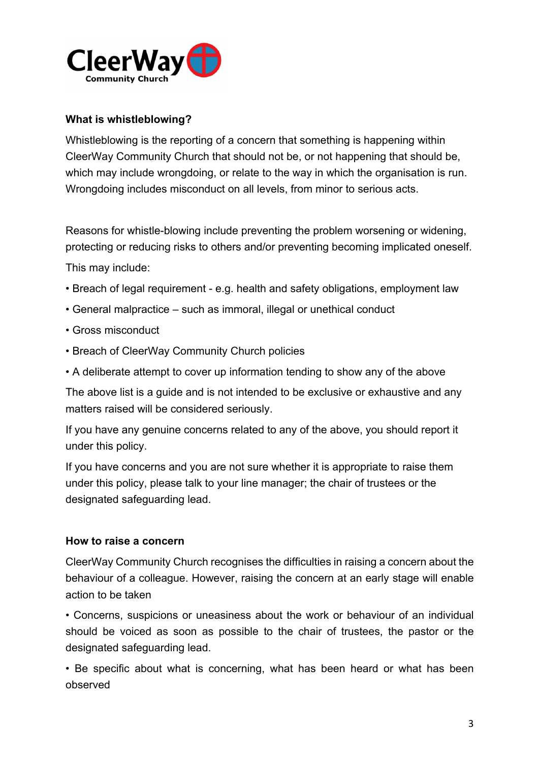### What is whistleblowing?

Whistleblowing is the reporting of a concern that something is happening within CleerWay Community Church that should not be, or not happening that should be, which may include wrongdoing, or relate to the way in which the organisation is run. Wrongdoing includes misconduct on all levels, from minor to serious acts.

Reasons for whistle-blowing include preventing the problem worsening or widening, protecting or reducing risks to others and/or preventing becoming implicated oneself.

This may include:

- Breach of legal requirement - e.g. health and safety obligations, employment law
- General malpractice – such as immoral, illegal or unethical conduct
- Gross misconduct
- Breach of CleerWay Community Church policies
- A deliberate attempt to cover up information tending to show any of the above

The above list is a guide and is not intended to be exclusive or exhaustive and any matters raised will be considered seriously.

If you have any genuine concerns related to any of the above, you should report it under this policy.

If you have concerns and you are not sure whether it is appropriate to raise them under this policy, please talk to your line manager; the chair of trustees or the designated safeguarding lead.

### How to raise a concern

CleerWay Community Church recognises the difficulties in raising a concern about the behaviour of a colleague. However, raising the concern at an early stage will enable action to be taken

- Concerns, suspicions or uneasiness about the work or behaviour of an individual should be voiced as soon as possible to the chair of trustees, the pastor or the designated safeguarding lead.
- Be specific about what is concerning, what has been heard or what has been observed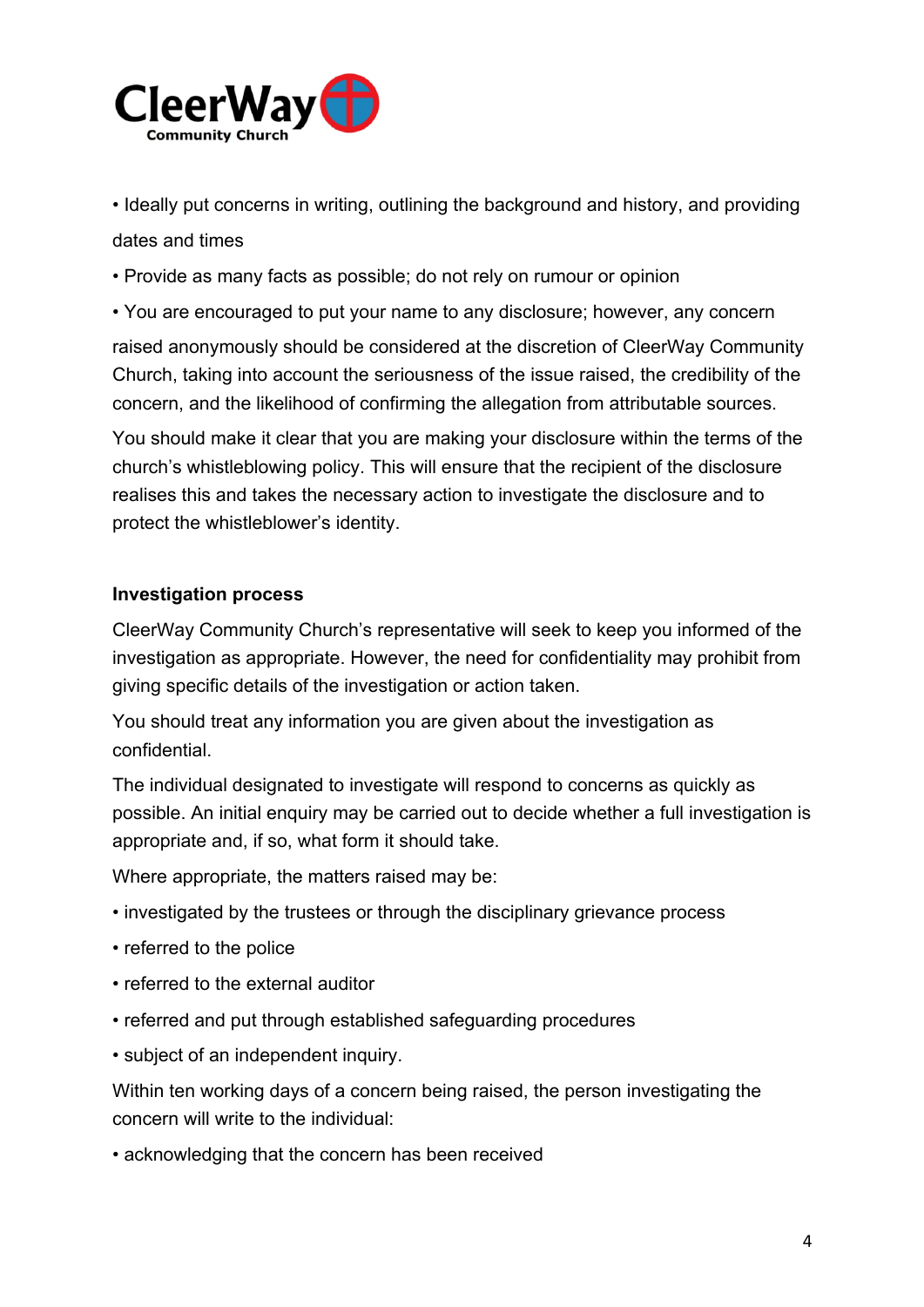- Ideally put concerns in writing, outlining the background and history, and providing dates and times
- Provide as many facts as possible; do not rely on rumour or opinion
- You are encouraged to put your name to any disclosure; however, any concern raised anonymously should be considered at the discretion of CleerWay Community Church, taking into account the seriousness of the issue raised, the credibility of the concern, and the likelihood of confirming the allegation from attributable sources.

You should make it clear that you are making your disclosure within the terms of the church's whistleblowing policy. This will ensure that the recipient of the disclosure realises this and takes the necessary action to investigate the disclosure and to protect the whistleblower's identity.

**Investigation process**

CleerWay Community Church's representative will seek to keep you informed of the investigation as appropriate. However, the need for confidentiality may prohibit from giving specific details of the investigation or action taken.

You should treat any information you are given about the investigation as confidential.

The individual designated to investigate will respond to concerns as quickly as possible. An initial enquiry may be carried out to decide whether a full investigation is appropriate and, if so, what form it should take.

Where appropriate, the matters raised may be:

- investigated by the trustees or through the disciplinary grievance process
- referred to the police
- referred to the external auditor
- referred and put through established safeguarding procedures
- subject of an independent inquiry.

Within ten working days of a concern being raised, the person investigating the concern will write to the individual:

- acknowledging that the concern has been received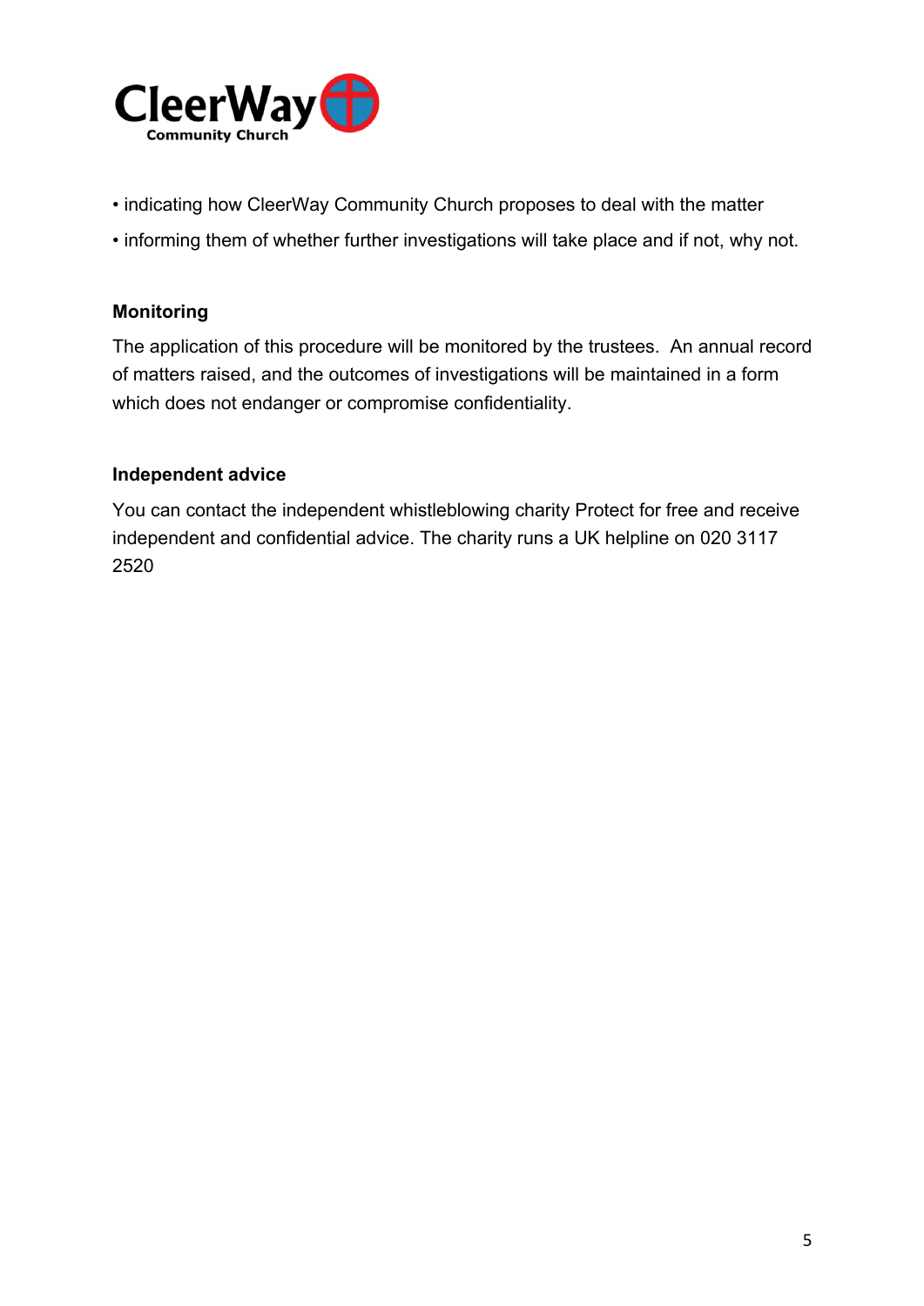- indicating how CleerWay Community Church proposes to deal with the matter
- informing them of whether further investigations will take place and if not, why not.

**Monitoring**

The application of this procedure will be monitored by the trustees. An annual record of matters raised, and the outcomes of investigations will be maintained in a form which does not endanger or compromise confidentiality.

**Independent advice**

You can contact the independent whistleblowing charity Protect for free and receive independent and confidential advice. The charity runs a UK helpline on 020 3117 2520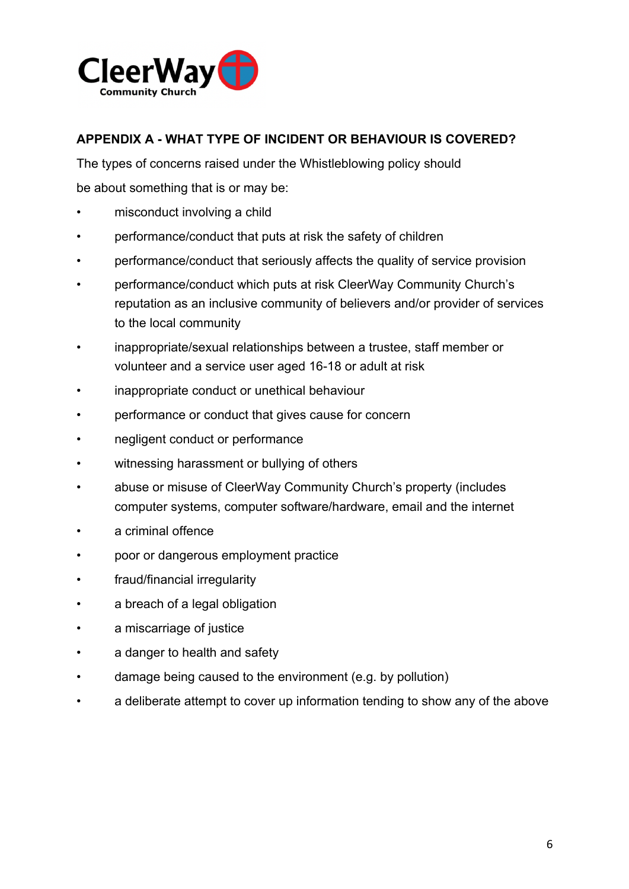## APPENDIX A - WHAT TYPE OF INCIDENT OR BEHAVIOUR IS COVERED?

The types of concerns raised under the Whistleblowing policy should be about something that is or may be:

- misconduct involving a child
- performance/conduct that puts at risk the safety of children
- performance/conduct that seriously affects the quality of service provision
- performance/conduct which puts at risk CleerWay Community Church's reputation as an inclusive community of believers and/or provider of services to the local community
- inappropriate/sexual relationships between a trustee, staff member or volunteer and a service user aged 16-18 or adult at risk
- inappropriate conduct or unethical behaviour
- performance or conduct that gives cause for concern
- negligent conduct or performance
- witnessing harassment or bullying of others
- abuse or misuse of CleerWay Community Church's property (includes computer systems, computer software/hardware, email and the internet
- a criminal offence
- poor or dangerous employment practice
- fraud/financial irregularity
- a breach of a legal obligation
- a miscarriage of justice
- a danger to health and safety
- damage being caused to the environment (e.g. by pollution)
- a deliberate attempt to cover up information tending to show any of the above